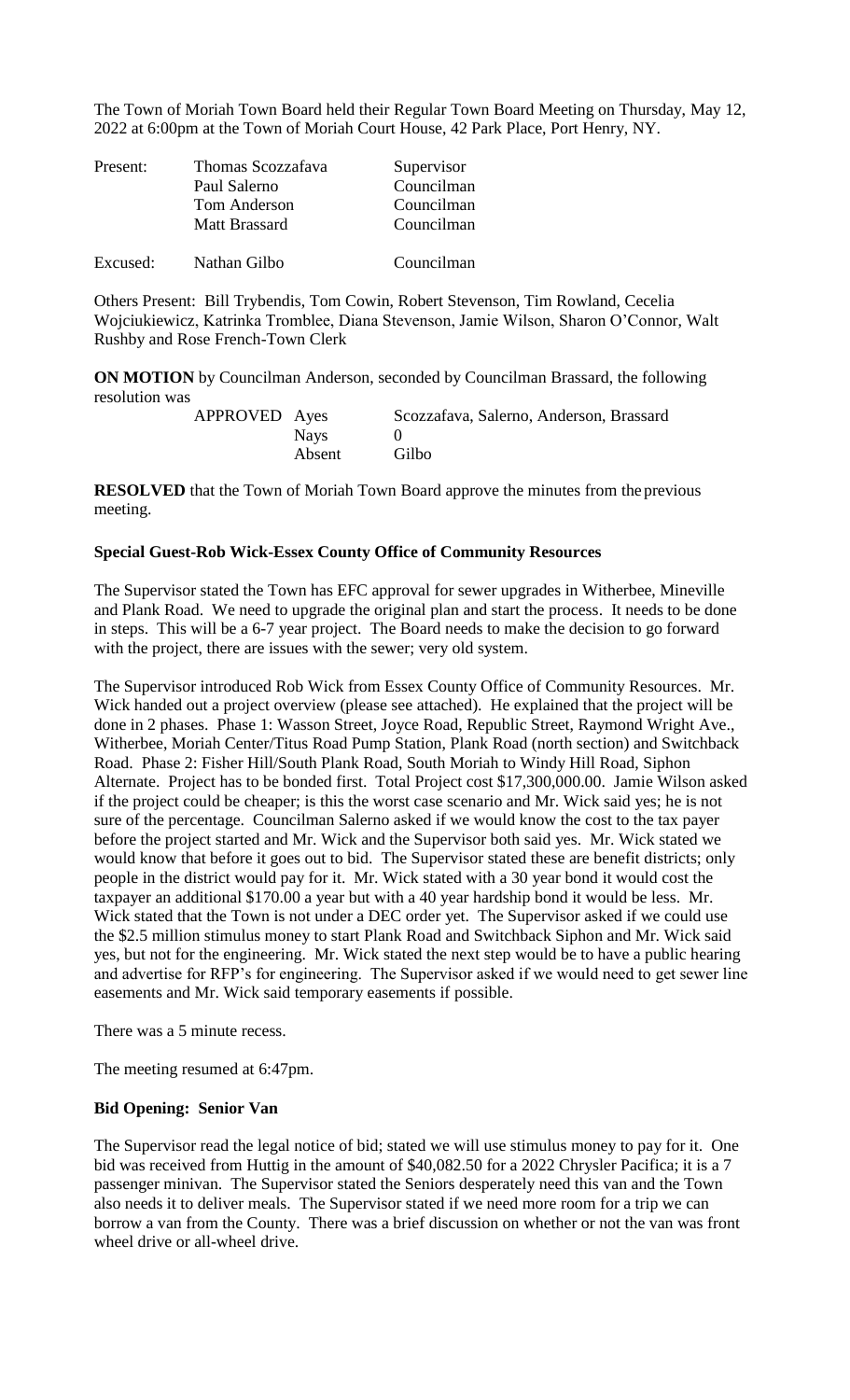The Town of Moriah Town Board held their Regular Town Board Meeting on Thursday, May 12, 2022 at 6:00pm at the Town of Moriah Court House, 42 Park Place, Port Henry, NY.

| | | |
|---|---|---|
| Present: | Thomas Scozzafava | Supervisor |
| | Paul Salerno | Councilman |
| | Tom Anderson | Councilman |
| | Matt Brassard | Councilman |
| Excused: | Nathan Gilbo | Councilman |

Others Present: Bill Trybendis, Tom Cowin, Robert Stevenson, Tim Rowland, Cecelia Wojciukiewicz, Katrinka Tromblee, Diana Stevenson, Jamie Wilson, Sharon O'Connor, Walt Rushby and Rose French-Town Clerk

**ON MOTION** by Councilman Anderson, seconded by Councilman Brassard, the following resolution was

| | | |
|---|---|---|
| APPROVED | Ayes | Scozzafava, Salerno, Anderson, Brassard |
| | Nays | 0 |
| | Absent | Gilbo |

**RESOLVED** that the Town of Moriah Town Board approve the minutes from the previous meeting.

**Special Guest-Rob Wick-Essex County Office of Community Resources**

The Supervisor stated the Town has EFC approval for sewer upgrades in Witherbee, Mineville and Plank Road. We need to upgrade the original plan and start the process. It needs to be done in steps. This will be a 6-7 year project. The Board needs to make the decision to go forward with the project, there are issues with the sewer; very old system.

The Supervisor introduced Rob Wick from Essex County Office of Community Resources. Mr. Wick handed out a project overview (please see attached). He explained that the project will be done in 2 phases. Phase 1: Wasson Street, Joyce Road, Republic Street, Raymond Wright Ave., Witherbee, Moriah Center/Titus Road Pump Station, Plank Road (north section) and Switchback Road. Phase 2: Fisher Hill/South Plank Road, South Moriah to Windy Hill Road, Siphon Alternate. Project has to be bonded first. Total Project cost $17,300,000.00. Jamie Wilson asked if the project could be cheaper; is this the worst case scenario and Mr. Wick said yes; he is not sure of the percentage. Councilman Salerno asked if we would know the cost to the tax payer before the project started and Mr. Wick and the Supervisor both said yes. Mr. Wick stated we would know that before it goes out to bid. The Supervisor stated these are benefit districts; only people in the district would pay for it. Mr. Wick stated with a 30 year bond it would cost the taxpayer an additional $170.00 a year but with a 40 year hardship bond it would be less. Mr. Wick stated that the Town is not under a DEC order yet. The Supervisor asked if we could use the $2.5 million stimulus money to start Plank Road and Switchback Siphon and Mr. Wick said yes, but not for the engineering. Mr. Wick stated the next step would be to have a public hearing and advertise for RFP's for engineering. The Supervisor asked if we would need to get sewer line easements and Mr. Wick said temporary easements if possible.

There was a 5 minute recess.

The meeting resumed at 6:47pm.

**Bid Opening: Senior Van**

The Supervisor read the legal notice of bid; stated we will use stimulus money to pay for it. One bid was received from Huttig in the amount of $40,082.50 for a 2022 Chrysler Pacifica; it is a 7 passenger minivan. The Supervisor stated the Seniors desperately need this van and the Town also needs it to deliver meals. The Supervisor stated if we need more room for a trip we can borrow a van from the County. There was a brief discussion on whether or not the van was front wheel drive or all-wheel drive.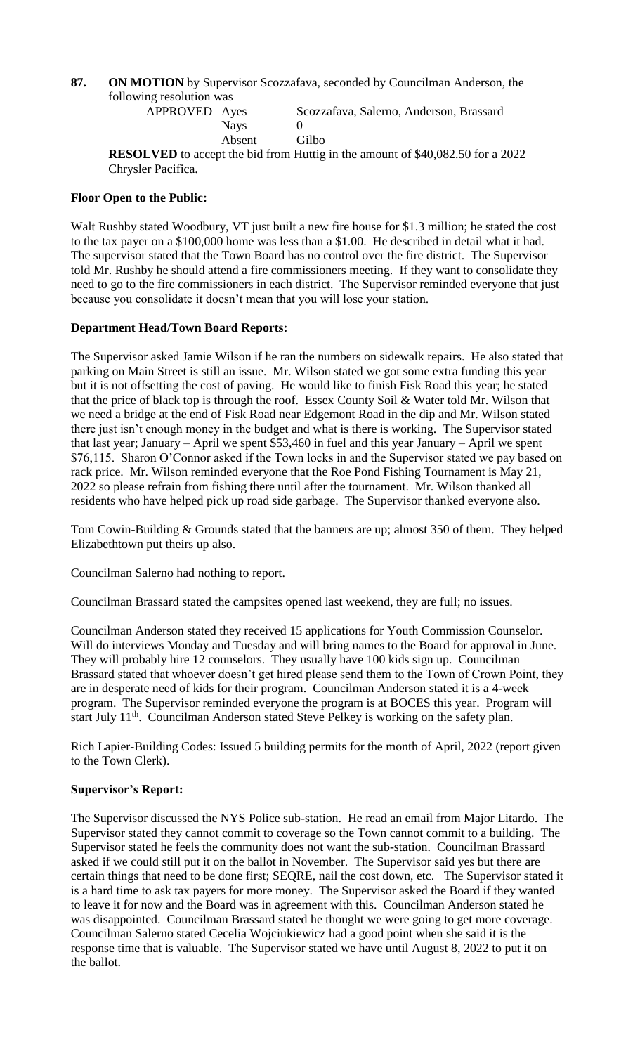**87. ON MOTION** by Supervisor Scozzafava, seconded by Councilman Anderson, the following resolution was

| APPROVED | Ayes | Scozzafava, Salerno, Anderson, Brassard |
|---|---|---|
| | Nays | 0 |
| | Absent | Gilbo |

**RESOLVED** to accept the bid from Huttig in the amount of $40,082.50 for a 2022 Chrysler Pacifica.

**Floor Open to the Public:**

Walt Rushby stated Woodbury, VT just built a new fire house for $1.3 million; he stated the cost to the tax payer on a $100,000 home was less than a $1.00. He described in detail what it had. The supervisor stated that the Town Board has no control over the fire district. The Supervisor told Mr. Rushby he should attend a fire commissioners meeting. If they want to consolidate they need to go to the fire commissioners in each district. The Supervisor reminded everyone that just because you consolidate it doesn't mean that you will lose your station.

**Department Head/Town Board Reports:**

The Supervisor asked Jamie Wilson if he ran the numbers on sidewalk repairs. He also stated that parking on Main Street is still an issue. Mr. Wilson stated we got some extra funding this year but it is not offsetting the cost of paving. He would like to finish Fisk Road this year; he stated that the price of black top is through the roof. Essex County Soil & Water told Mr. Wilson that we need a bridge at the end of Fisk Road near Edgemont Road in the dip and Mr. Wilson stated there just isn't enough money in the budget and what is there is working. The Supervisor stated that last year; January – April we spent $53,460 in fuel and this year January – April we spent $76,115. Sharon O'Connor asked if the Town locks in and the Supervisor stated we pay based on rack price. Mr. Wilson reminded everyone that the Roe Pond Fishing Tournament is May 21, 2022 so please refrain from fishing there until after the tournament. Mr. Wilson thanked all residents who have helped pick up road side garbage. The Supervisor thanked everyone also.

Tom Cowin-Building & Grounds stated that the banners are up; almost 350 of them. They helped Elizabethtown put theirs up also.

Councilman Salerno had nothing to report.

Councilman Brassard stated the campsites opened last weekend, they are full; no issues.

Councilman Anderson stated they received 15 applications for Youth Commission Counselor. Will do interviews Monday and Tuesday and will bring names to the Board for approval in June. They will probably hire 12 counselors. They usually have 100 kids sign up. Councilman Brassard stated that whoever doesn't get hired please send them to the Town of Crown Point, they are in desperate need of kids for their program. Councilman Anderson stated it is a 4-week program. The Supervisor reminded everyone the program is at BOCES this year. Program will start July 11th. Councilman Anderson stated Steve Pelkey is working on the safety plan.

Rich Lapier-Building Codes: Issued 5 building permits for the month of April, 2022 (report given to the Town Clerk).

**Supervisor's Report:**

The Supervisor discussed the NYS Police sub-station. He read an email from Major Litardo. The Supervisor stated they cannot commit to coverage so the Town cannot commit to a building. The Supervisor stated he feels the community does not want the sub-station. Councilman Brassard asked if we could still put it on the ballot in November. The Supervisor said yes but there are certain things that need to be done first; SEQRE, nail the cost down, etc. The Supervisor stated it is a hard time to ask tax payers for more money. The Supervisor asked the Board if they wanted to leave it for now and the Board was in agreement with this. Councilman Anderson stated he was disappointed. Councilman Brassard stated he thought we were going to get more coverage. Councilman Salerno stated Cecelia Wojciukiewicz had a good point when she said it is the response time that is valuable. The Supervisor stated we have until August 8, 2022 to put it on the ballot.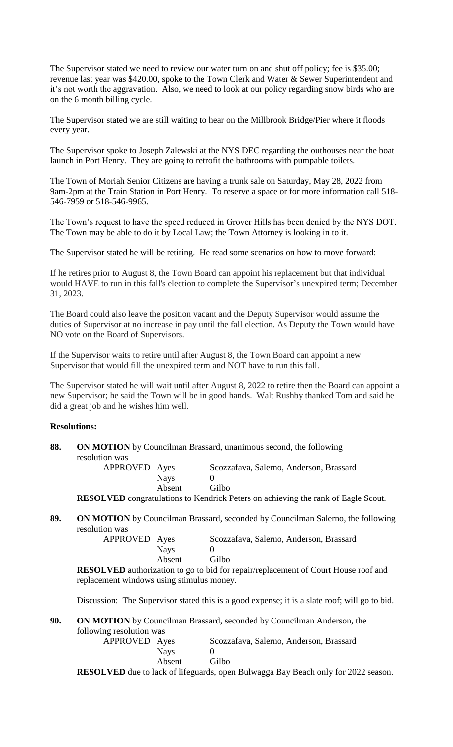The Supervisor stated we need to review our water turn on and shut off policy; fee is $35.00; revenue last year was $420.00, spoke to the Town Clerk and Water & Sewer Superintendent and it's not worth the aggravation. Also, we need to look at our policy regarding snow birds who are on the 6 month billing cycle.

The Supervisor stated we are still waiting to hear on the Millbrook Bridge/Pier where it floods every year.

The Supervisor spoke to Joseph Zalewski at the NYS DEC regarding the outhouses near the boat launch in Port Henry. They are going to retrofit the bathrooms with pumpable toilets.

The Town of Moriah Senior Citizens are having a trunk sale on Saturday, May 28, 2022 from 9am-2pm at the Train Station in Port Henry. To reserve a space or for more information call 518-546-7959 or 518-546-9965.

The Town's request to have the speed reduced in Grover Hills has been denied by the NYS DOT. The Town may be able to do it by Local Law; the Town Attorney is looking in to it.

The Supervisor stated he will be retiring. He read some scenarios on how to move forward:

If he retires prior to August 8, the Town Board can appoint his replacement but that individual would HAVE to run in this fall's election to complete the Supervisor's unexpired term; December 31, 2023.

The Board could also leave the position vacant and the Deputy Supervisor would assume the duties of Supervisor at no increase in pay until the fall election. As Deputy the Town would have NO vote on the Board of Supervisors.

If the Supervisor waits to retire until after August 8, the Town Board can appoint a new Supervisor that would fill the unexpired term and NOT have to run this fall.

The Supervisor stated he will wait until after August 8, 2022 to retire then the Board can appoint a new Supervisor; he said the Town will be in good hands. Walt Rushby thanked Tom and said he did a great job and he wishes him well.

**Resolutions:**

**88.** **ON MOTION** by Councilman Brassard, unanimous second, the following resolution was

| APPROVED | Ayes | Scozzafava, Salerno, Anderson, Brassard |
|---|---|---|
| | Nays | 0 |
| | Absent | Gilbo |

**RESOLVED** congratulations to Kendrick Peters on achieving the rank of Eagle Scout.

**89.** **ON MOTION** by Councilman Brassard, seconded by Councilman Salerno, the following resolution was

| APPROVED | Ayes | Scozzafava, Salerno, Anderson, Brassard |
|---|---|---|
| | Nays | 0 |
| | Absent | Gilbo |

**RESOLVED** authorization to go to bid for repair/replacement of Court House roof and replacement windows using stimulus money.

Discussion: The Supervisor stated this is a good expense; it is a slate roof; will go to bid.

**90.** **ON MOTION** by Councilman Brassard, seconded by Councilman Anderson, the following resolution was

| APPROVED | Ayes | Scozzafava, Salerno, Anderson, Brassard |
|---|---|---|
| | Nays | 0 |
| | Absent | Gilbo |

**RESOLVED** due to lack of lifeguards, open Bulwagga Bay Beach only for 2022 season.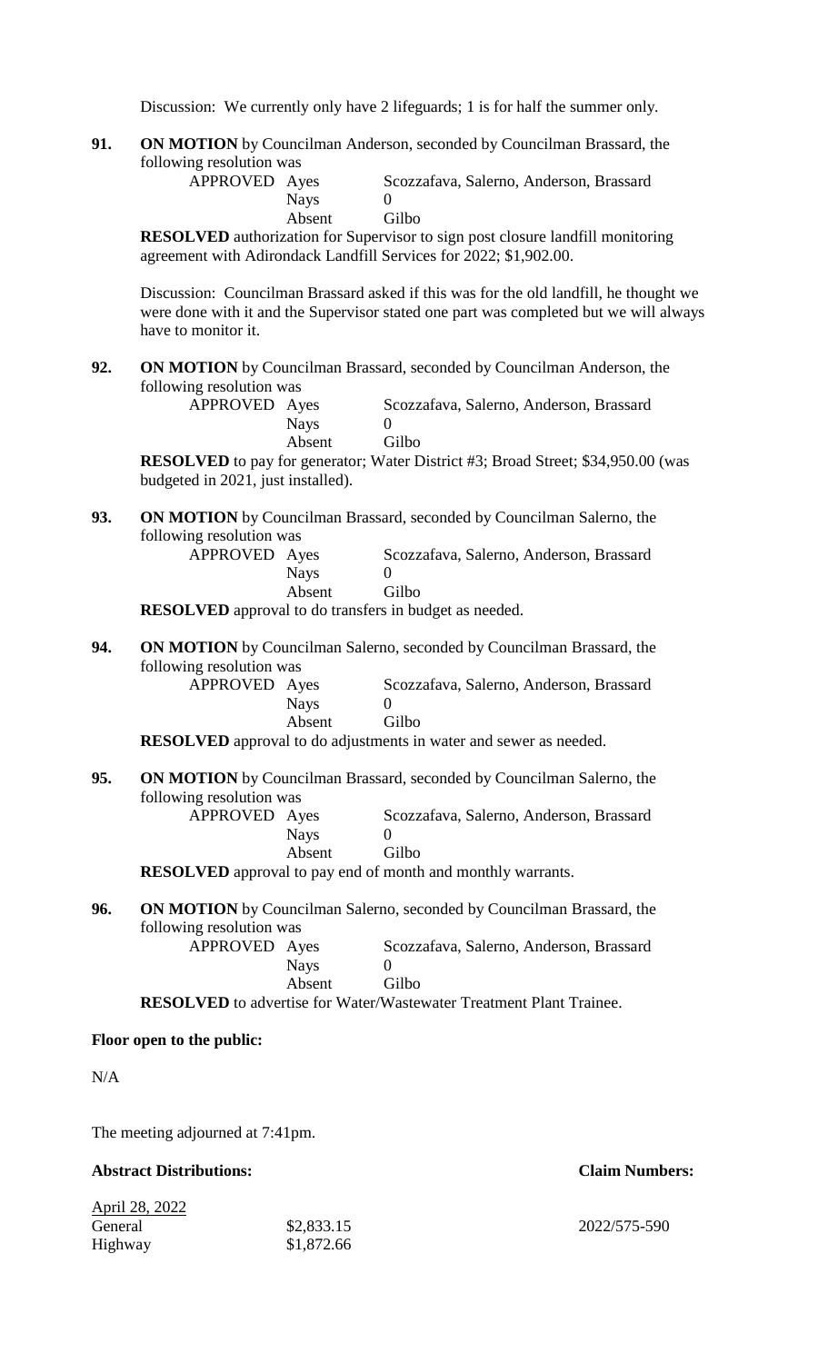Discussion: We currently only have 2 lifeguards; 1 is for half the summer only.

**91. ON MOTION** by Councilman Anderson, seconded by Councilman Brassard, the following resolution was

| APPROVED | Ayes | Scozzafava, Salerno, Anderson, Brassard |
|---|---|---|
| | Nays | 0 |
| | Absent | Gilbo |

**RESOLVED** authorization for Supervisor to sign post closure landfill monitoring agreement with Adirondack Landfill Services for 2022; $1,902.00.

Discussion: Councilman Brassard asked if this was for the old landfill, he thought we were done with it and the Supervisor stated one part was completed but we will always have to monitor it.

**92. ON MOTION** by Councilman Brassard, seconded by Councilman Anderson, the following resolution was

| APPROVED | Ayes | Scozzafava, Salerno, Anderson, Brassard |
|---|---|---|
| | Nays | 0 |
| | Absent | Gilbo |

**RESOLVED** to pay for generator; Water District #3; Broad Street; $34,950.00 (was budgeted in 2021, just installed).

**93. ON MOTION** by Councilman Brassard, seconded by Councilman Salerno, the following resolution was

| APPROVED | Ayes | Scozzafava, Salerno, Anderson, Brassard |
|---|---|---|
| | Nays | 0 |
| | Absent | Gilbo |

**RESOLVED** approval to do transfers in budget as needed.

**94. ON MOTION** by Councilman Salerno, seconded by Councilman Brassard, the following resolution was

| APPROVED | Ayes | Scozzafava, Salerno, Anderson, Brassard |
|---|---|---|
| | Nays | 0 |
| | Absent | Gilbo |

**RESOLVED** approval to do adjustments in water and sewer as needed.

**95. ON MOTION** by Councilman Brassard, seconded by Councilman Salerno, the following resolution was

| APPROVED | Ayes | Scozzafava, Salerno, Anderson, Brassard |
|---|---|---|
| | Nays | 0 |
| | Absent | Gilbo |

**RESOLVED** approval to pay end of month and monthly warrants.

**96. ON MOTION** by Councilman Salerno, seconded by Councilman Brassard, the following resolution was

| APPROVED | Ayes | Scozzafava, Salerno, Anderson, Brassard |
|---|---|---|
| | Nays | 0 |
| | Absent | Gilbo |

**RESOLVED** to advertise for Water/Wastewater Treatment Plant Trainee.

**Floor open to the public:**

N/A

The meeting adjourned at 7:41pm.

| **Abstract Distributions:** | | **Claim Numbers:** |
|---|---|---|
| April 28, 2022 | | |
| General | $2,833.15 | 2022/575-590 |
| Highway | $1,872.66 | |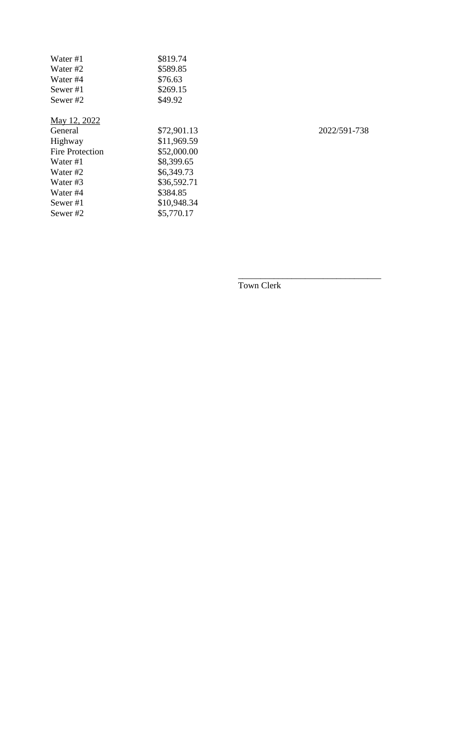| | | |
|---|---|---|
| Water #1 | $819.74 | |
| Water #2 | $589.85 | |
| Water #4 | $76.63 | |
| Sewer #1 | $269.15 | |
| Sewer #2 | $49.92 | |

<u>May 12, 2022</u>

| | | |
|---|---|---|
| General | $72,901.13 | 2022/591-738 |
| Highway | $11,969.59 | |
| Fire Protection | $52,000.00 | |
| Water #1 | $8,399.65 | |
| Water #2 | $6,349.73 | |
| Water #3 | $36,592.71 | |
| Water #4 | $384.85 | |
| Sewer #1 | $10,948.34 | |
| Sewer #2 | $5,770.17 | |

\_\_\_\_\_\_\_\_\_\_\_\_\_\_\_\_\_\_\_\_\_\_\_\_\_\_\_\_\_\_\_\_

Town Clerk